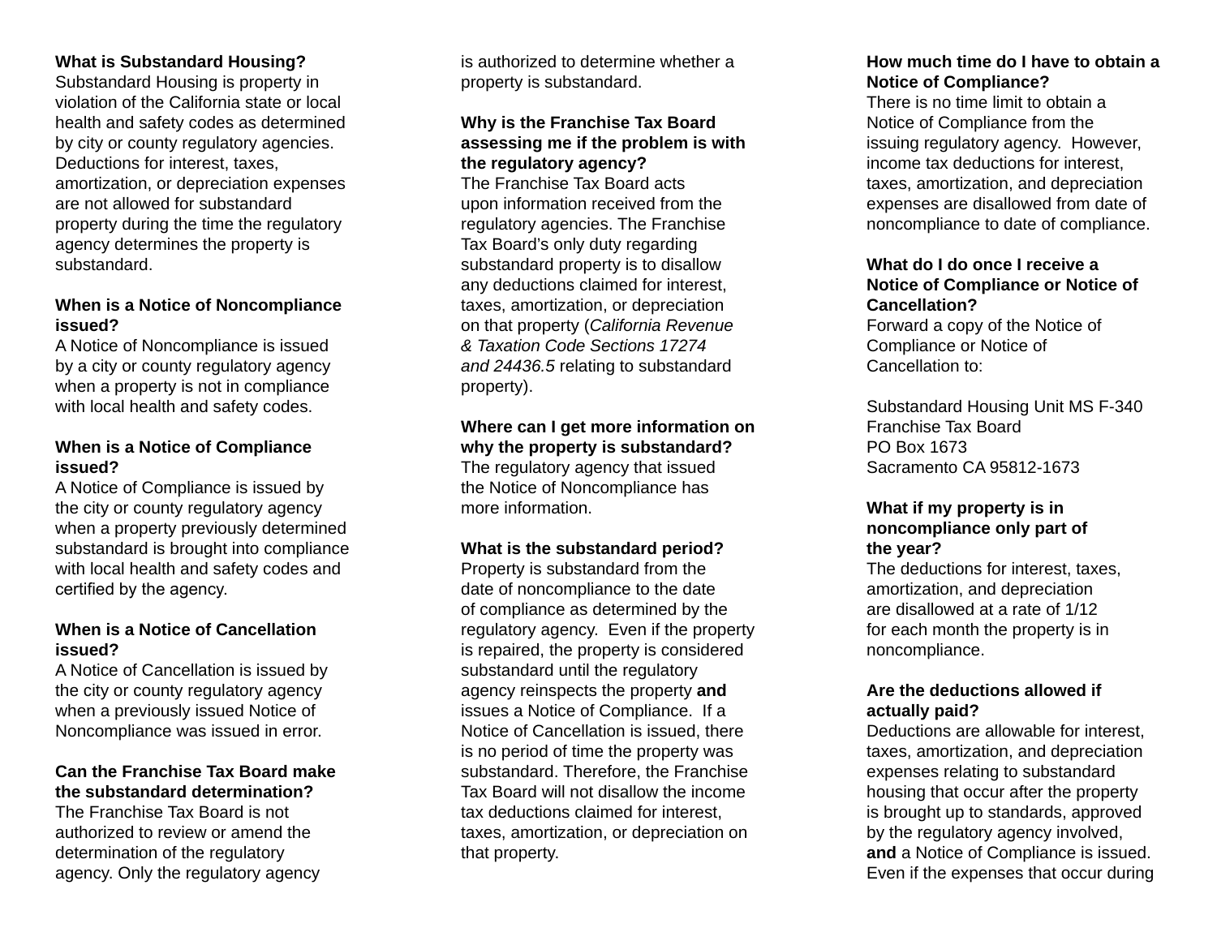**What is Substandard Housing?**
Substandard Housing is property in violation of the California state or local health and safety codes as determined by city or county regulatory agencies. Deductions for interest, taxes, amortization, or depreciation expenses are not allowed for substandard property during the time the regulatory agency determines the property is substandard.

**When is a Notice of Noncompliance issued?**
A Notice of Noncompliance is issued by a city or county regulatory agency when a property is not in compliance with local health and safety codes.

**When is a Notice of Compliance issued?**
A Notice of Compliance is issued by the city or county regulatory agency when a property previously determined substandard is brought into compliance with local health and safety codes and certified by the agency.

**When is a Notice of Cancellation issued?**
A Notice of Cancellation is issued by the city or county regulatory agency when a previously issued Notice of Noncompliance was issued in error.

**Can the Franchise Tax Board make the substandard determination?**
The Franchise Tax Board is not authorized to review or amend the determination of the regulatory agency. Only the regulatory agency is authorized to determine whether a property is substandard.

**Why is the Franchise Tax Board assessing me if the problem is with the regulatory agency?**
The Franchise Tax Board acts upon information received from the regulatory agencies. The Franchise Tax Board's only duty regarding substandard property is to disallow any deductions claimed for interest, taxes, amortization, or depreciation on that property (*California Revenue & Taxation Code Sections 17274 and 24436.5* relating to substandard property).

**Where can I get more information on why the property is substandard?**
The regulatory agency that issued the Notice of Noncompliance has more information.

**What is the substandard period?**
Property is substandard from the date of noncompliance to the date of compliance as determined by the regulatory agency. Even if the property is repaired, the property is considered substandard until the regulatory agency reinspects the property **and** issues a Notice of Compliance. If a Notice of Cancellation is issued, there is no period of time the property was substandard. Therefore, the Franchise Tax Board will not disallow the income tax deductions claimed for interest, taxes, amortization, or depreciation on that property.

**How much time do I have to obtain a Notice of Compliance?**
There is no time limit to obtain a Notice of Compliance from the issuing regulatory agency. However, income tax deductions for interest, taxes, amortization, and depreciation expenses are disallowed from date of noncompliance to date of compliance.

**What do I do once I receive a Notice of Compliance or Notice of Cancellation?**
Forward a copy of the Notice of Compliance or Notice of Cancellation to:

Substandard Housing Unit MS F-340
Franchise Tax Board
PO Box 1673
Sacramento CA 95812-1673

**What if my property is in noncompliance only part of the year?**
The deductions for interest, taxes, amortization, and depreciation are disallowed at a rate of 1/12 for each month the property is in noncompliance.

**Are the deductions allowed if actually paid?**
Deductions are allowable for interest, taxes, amortization, and depreciation expenses relating to substandard housing that occur after the property is brought up to standards, approved by the regulatory agency involved, **and** a Notice of Compliance is issued. Even if the expenses that occur during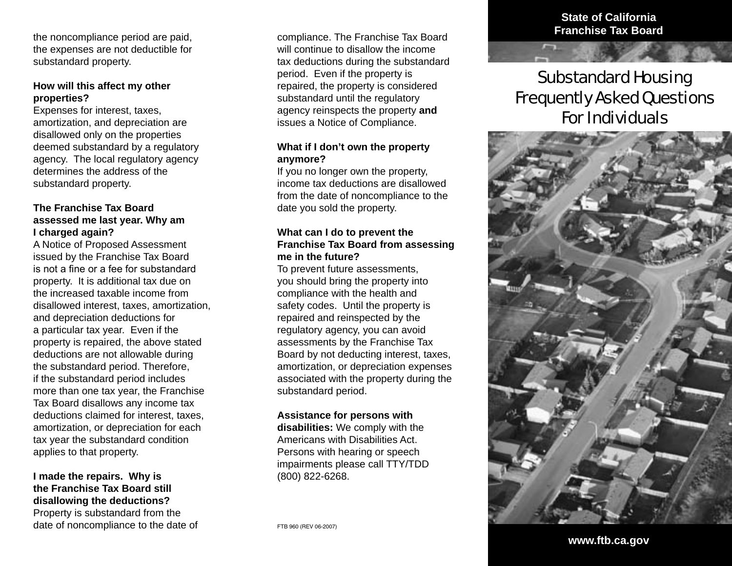the noncompliance period are paid, the expenses are not deductible for substandard property.

**How will this affect my other properties?**

Expenses for interest, taxes, amortization, and depreciation are disallowed only on the properties deemed substandard by a regulatory agency. The local regulatory agency determines the address of the substandard property.

**The Franchise Tax Board assessed me last year. Why am I charged again?**

A Notice of Proposed Assessment issued by the Franchise Tax Board is not a fine or a fee for substandard property. It is additional tax due on the increased taxable income from disallowed interest, taxes, amortization, and depreciation deductions for a particular tax year. Even if the property is repaired, the above stated deductions are not allowable during the substandard period. Therefore, if the substandard period includes more than one tax year, the Franchise Tax Board disallows any income tax deductions claimed for interest, taxes, amortization, or depreciation for each tax year the substandard condition applies to that property.

**I made the repairs. Why is the Franchise Tax Board still disallowing the deductions?**

Property is substandard from the date of noncompliance to the date of compliance. The Franchise Tax Board will continue to disallow the income tax deductions during the substandard period. Even if the property is repaired, the property is considered substandard until the regulatory agency reinspects the property **and** issues a Notice of Compliance.

**What if I don't own the property anymore?**

If you no longer own the property, income tax deductions are disallowed from the date of noncompliance to the date you sold the property.

**What can I do to prevent the Franchise Tax Board from assessing me in the future?**

To prevent future assessments, you should bring the property into compliance with the health and safety codes. Until the property is repaired and reinspected by the regulatory agency, you can avoid assessments by the Franchise Tax Board by not deducting interest, taxes, amortization, or depreciation expenses associated with the property during the substandard period.

**Assistance for persons with disabilities:** We comply with the Americans with Disabilities Act. Persons with hearing or speech impairments please call TTY/TDD (800) 822-6268.

FTB 960 (REV 06-2007)

**State of California**
**Franchise Tax Board**

# Substandard Housing Frequently Asked Questions For Individuals

**www.ftb.ca.gov**